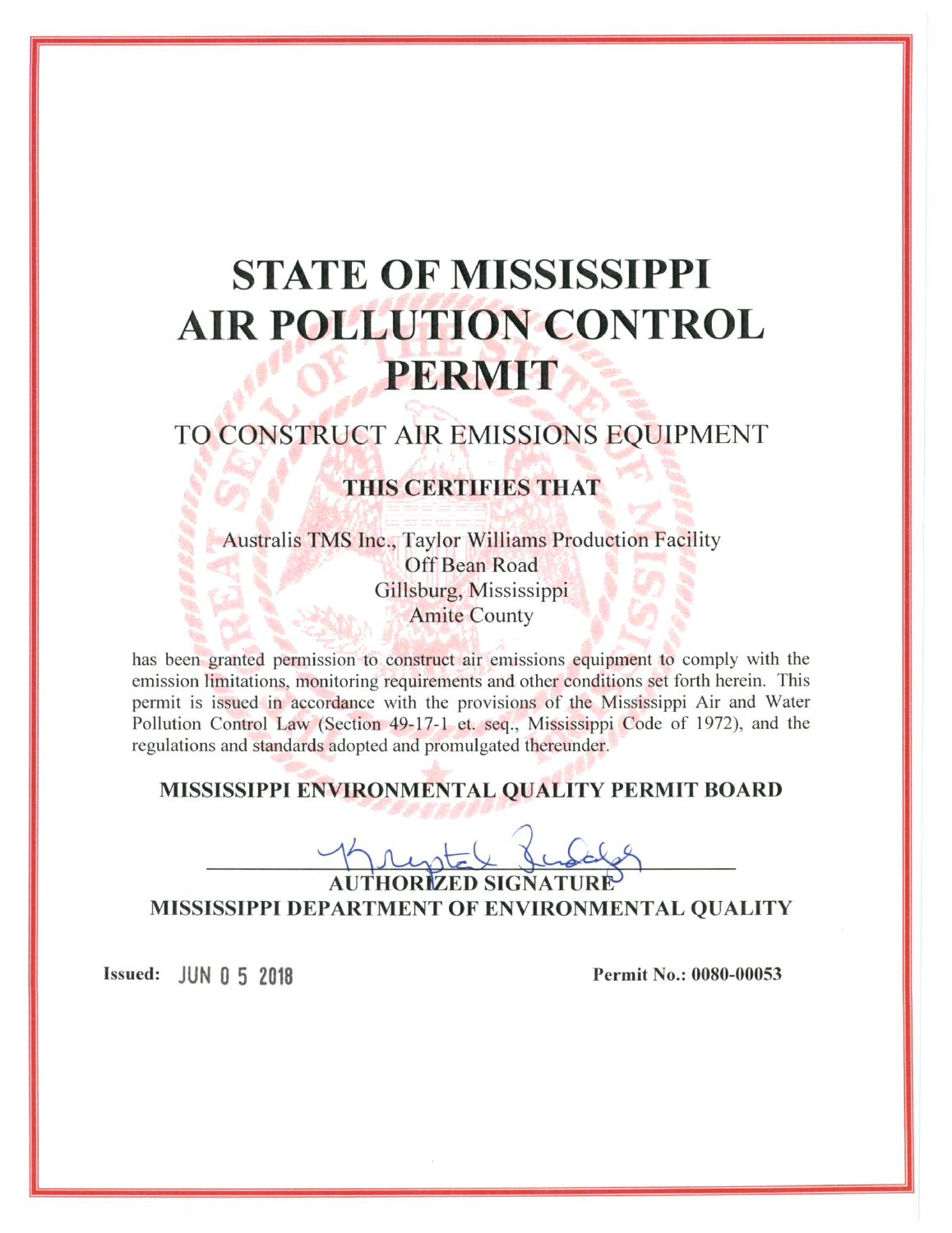# STATE OF MISSISSIPPI AIR POLLUTION CONTROL PERMIT

## TO CONSTRUCT AIR EMISSIONS EQUIPMENT

### THIS CERTIFIES THAT

Australis TMS Inc., Taylor Williams Production Facility
Off Bean Road
Gillsburg, Mississippi
Amite County

has been granted permission to construct air emissions equipment to comply with the emission limitations, monitoring requirements and other conditions set forth herein. This permit is issued in accordance with the provisions of the Mississippi Air and Water Pollution Control Law (Section 49-17-1 et. seq., Mississippi Code of 1972), and the regulations and standards adopted and promulgated thereunder.

**MISSISSIPPI ENVIRONMENTAL QUALITY PERMIT BOARD**

**AUTHORIZED SIGNATURE**
**MISSISSIPPI DEPARTMENT OF ENVIRONMENTAL QUALITY**

**Issued:** JUN 0 5 2018

**Permit No.: 0080-00053**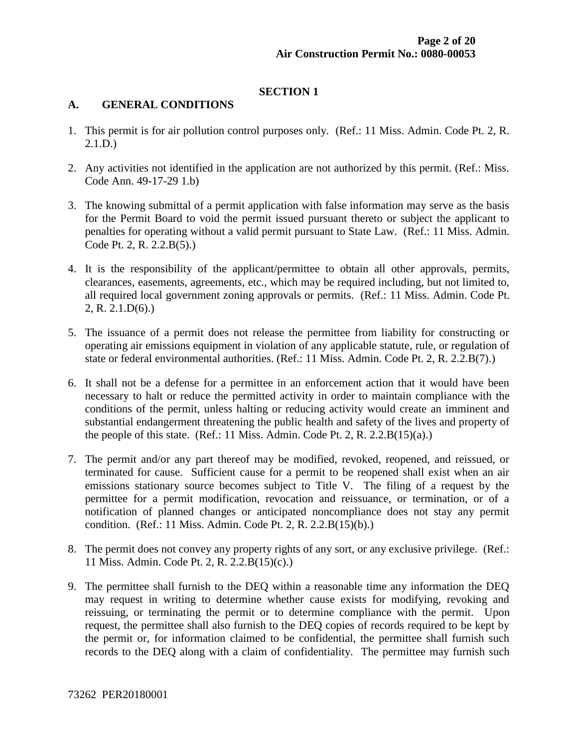## SECTION 1

### A. GENERAL CONDITIONS

1. This permit is for air pollution control purposes only. (Ref.: 11 Miss. Admin. Code Pt. 2, R. 2.1.D.)

2. Any activities not identified in the application are not authorized by this permit. (Ref.: Miss. Code Ann. 49-17-29 1.b)

3. The knowing submittal of a permit application with false information may serve as the basis for the Permit Board to void the permit issued pursuant thereto or subject the applicant to penalties for operating without a valid permit pursuant to State Law. (Ref.: 11 Miss. Admin. Code Pt. 2, R. 2.2.B(5).)

4. It is the responsibility of the applicant/permittee to obtain all other approvals, permits, clearances, easements, agreements, etc., which may be required including, but not limited to, all required local government zoning approvals or permits. (Ref.: 11 Miss. Admin. Code Pt. 2, R. 2.1.D(6).)

5. The issuance of a permit does not release the permittee from liability for constructing or operating air emissions equipment in violation of any applicable statute, rule, or regulation of state or federal environmental authorities. (Ref.: 11 Miss. Admin. Code Pt. 2, R. 2.2.B(7).)

6. It shall not be a defense for a permittee in an enforcement action that it would have been necessary to halt or reduce the permitted activity in order to maintain compliance with the conditions of the permit, unless halting or reducing activity would create an imminent and substantial endangerment threatening the public health and safety of the lives and property of the people of this state. (Ref.: 11 Miss. Admin. Code Pt. 2, R. 2.2.B(15)(a).)

7. The permit and/or any part thereof may be modified, revoked, reopened, and reissued, or terminated for cause. Sufficient cause for a permit to be reopened shall exist when an air emissions stationary source becomes subject to Title V. The filing of a request by the permittee for a permit modification, revocation and reissuance, or termination, or of a notification of planned changes or anticipated noncompliance does not stay any permit condition. (Ref.: 11 Miss. Admin. Code Pt. 2, R. 2.2.B(15)(b).)

8. The permit does not convey any property rights of any sort, or any exclusive privilege. (Ref.: 11 Miss. Admin. Code Pt. 2, R. 2.2.B(15)(c).)

9. The permittee shall furnish to the DEQ within a reasonable time any information the DEQ may request in writing to determine whether cause exists for modifying, revoking and reissuing, or terminating the permit or to determine compliance with the permit. Upon request, the permittee shall also furnish to the DEQ copies of records required to be kept by the permit or, for information claimed to be confidential, the permittee shall furnish such records to the DEQ along with a claim of confidentiality. The permittee may furnish such

73262 PER20180001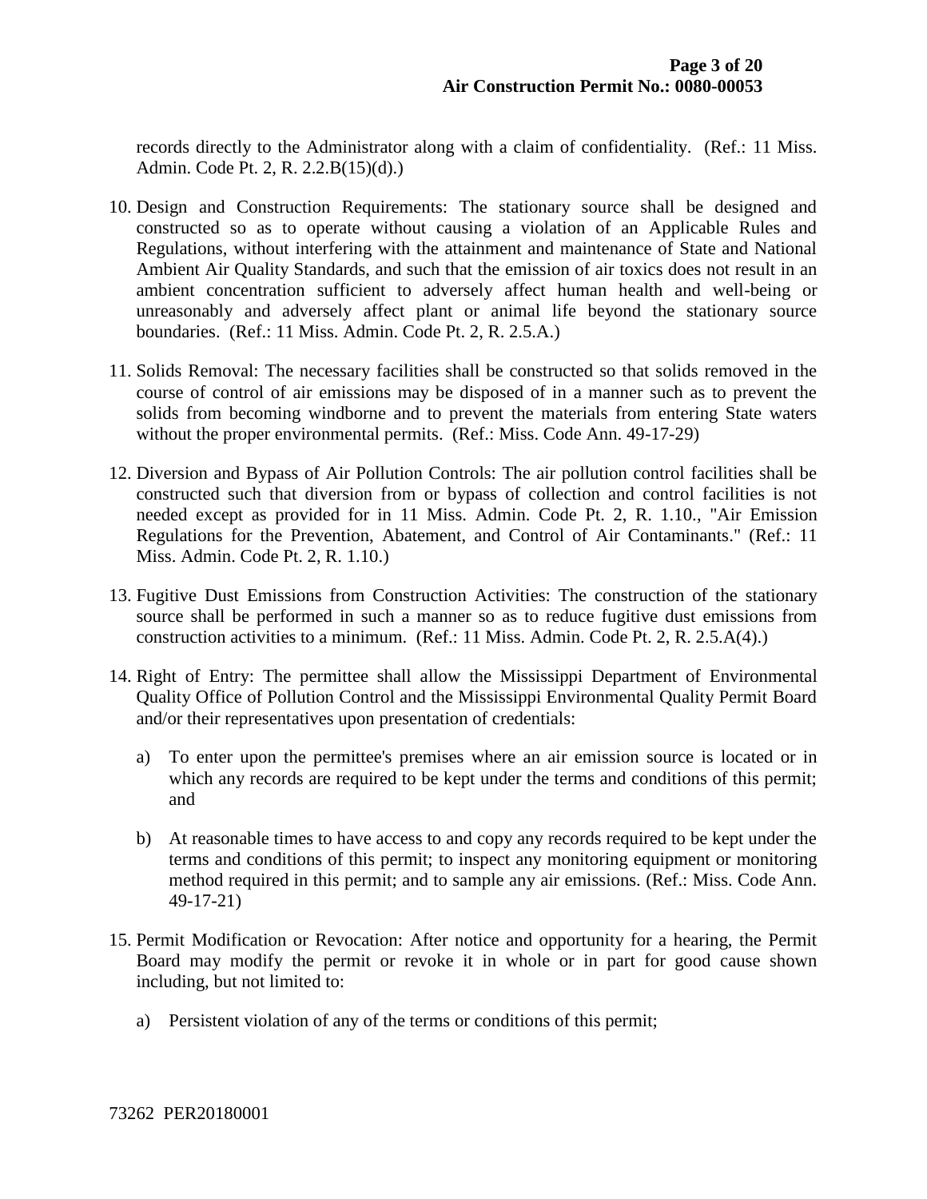records directly to the Administrator along with a claim of confidentiality. (Ref.: 11 Miss. Admin. Code Pt. 2, R. 2.2.B(15)(d).)

10. Design and Construction Requirements: The stationary source shall be designed and constructed so as to operate without causing a violation of an Applicable Rules and Regulations, without interfering with the attainment and maintenance of State and National Ambient Air Quality Standards, and such that the emission of air toxics does not result in an ambient concentration sufficient to adversely affect human health and well-being or unreasonably and adversely affect plant or animal life beyond the stationary source boundaries. (Ref.: 11 Miss. Admin. Code Pt. 2, R. 2.5.A.)

11. Solids Removal: The necessary facilities shall be constructed so that solids removed in the course of control of air emissions may be disposed of in a manner such as to prevent the solids from becoming windborne and to prevent the materials from entering State waters without the proper environmental permits. (Ref.: Miss. Code Ann. 49-17-29)

12. Diversion and Bypass of Air Pollution Controls: The air pollution control facilities shall be constructed such that diversion from or bypass of collection and control facilities is not needed except as provided for in 11 Miss. Admin. Code Pt. 2, R. 1.10., "Air Emission Regulations for the Prevention, Abatement, and Control of Air Contaminants." (Ref.: 11 Miss. Admin. Code Pt. 2, R. 1.10.)

13. Fugitive Dust Emissions from Construction Activities: The construction of the stationary source shall be performed in such a manner so as to reduce fugitive dust emissions from construction activities to a minimum. (Ref.: 11 Miss. Admin. Code Pt. 2, R. 2.5.A(4).)

14. Right of Entry: The permittee shall allow the Mississippi Department of Environmental Quality Office of Pollution Control and the Mississippi Environmental Quality Permit Board and/or their representatives upon presentation of credentials:

    a) To enter upon the permittee's premises where an air emission source is located or in which any records are required to be kept under the terms and conditions of this permit; and

    b) At reasonable times to have access to and copy any records required to be kept under the terms and conditions of this permit; to inspect any monitoring equipment or monitoring method required in this permit; and to sample any air emissions. (Ref.: Miss. Code Ann. 49-17-21)

15. Permit Modification or Revocation: After notice and opportunity for a hearing, the Permit Board may modify the permit or revoke it in whole or in part for good cause shown including, but not limited to:

    a) Persistent violation of any of the terms or conditions of this permit;

73262 PER20180001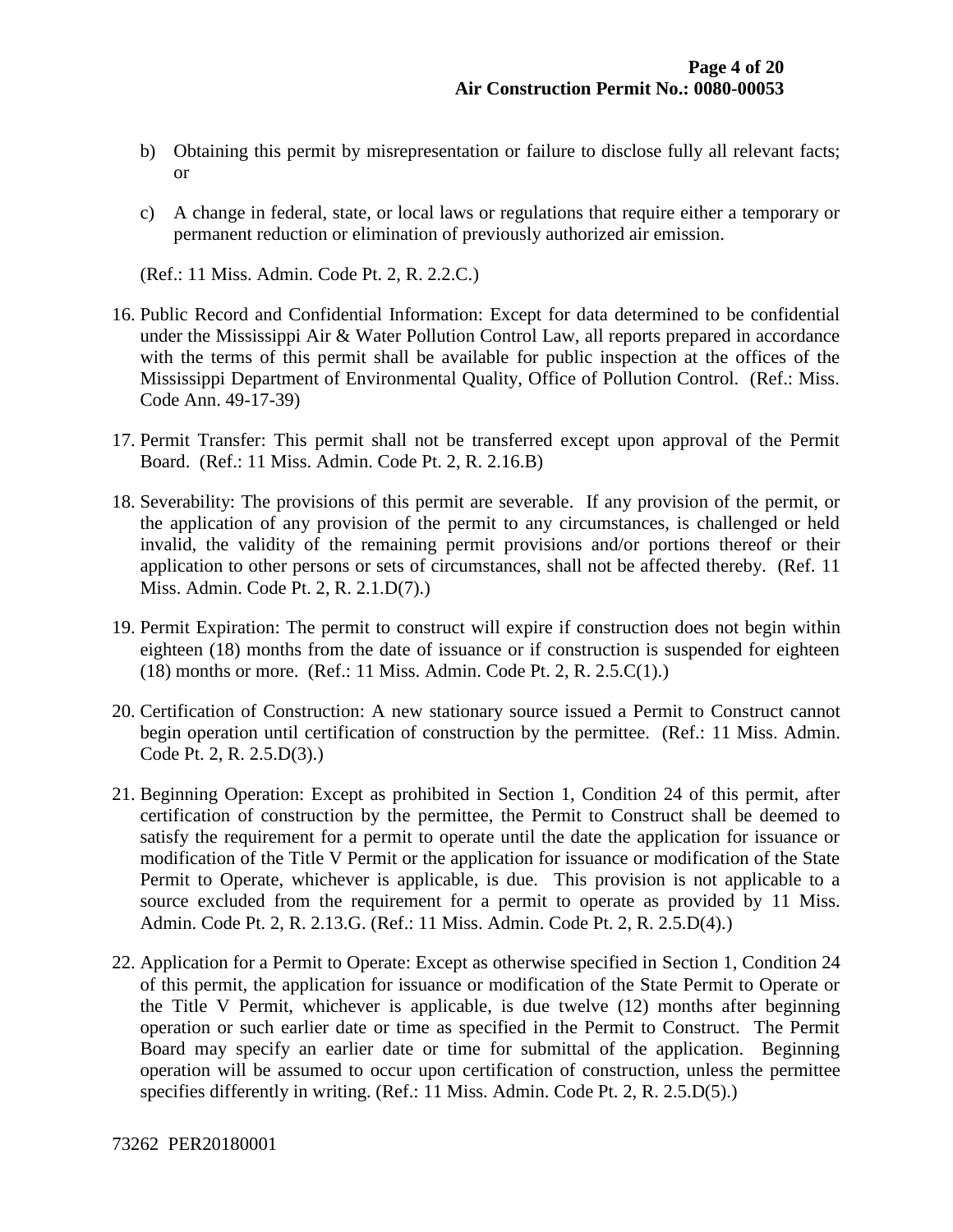b) Obtaining this permit by misrepresentation or failure to disclose fully all relevant facts; or

c) A change in federal, state, or local laws or regulations that require either a temporary or permanent reduction or elimination of previously authorized air emission.

(Ref.: 11 Miss. Admin. Code Pt. 2, R. 2.2.C.)

16. Public Record and Confidential Information: Except for data determined to be confidential under the Mississippi Air & Water Pollution Control Law, all reports prepared in accordance with the terms of this permit shall be available for public inspection at the offices of the Mississippi Department of Environmental Quality, Office of Pollution Control. (Ref.: Miss. Code Ann. 49-17-39)

17. Permit Transfer: This permit shall not be transferred except upon approval of the Permit Board. (Ref.: 11 Miss. Admin. Code Pt. 2, R. 2.16.B)

18. Severability: The provisions of this permit are severable. If any provision of the permit, or the application of any provision of the permit to any circumstances, is challenged or held invalid, the validity of the remaining permit provisions and/or portions thereof or their application to other persons or sets of circumstances, shall not be affected thereby. (Ref. 11 Miss. Admin. Code Pt. 2, R. 2.1.D(7).)

19. Permit Expiration: The permit to construct will expire if construction does not begin within eighteen (18) months from the date of issuance or if construction is suspended for eighteen (18) months or more. (Ref.: 11 Miss. Admin. Code Pt. 2, R. 2.5.C(1).)

20. Certification of Construction: A new stationary source issued a Permit to Construct cannot begin operation until certification of construction by the permittee. (Ref.: 11 Miss. Admin. Code Pt. 2, R. 2.5.D(3).)

21. Beginning Operation: Except as prohibited in Section 1, Condition 24 of this permit, after certification of construction by the permittee, the Permit to Construct shall be deemed to satisfy the requirement for a permit to operate until the date the application for issuance or modification of the Title V Permit or the application for issuance or modification of the State Permit to Operate, whichever is applicable, is due. This provision is not applicable to a source excluded from the requirement for a permit to operate as provided by 11 Miss. Admin. Code Pt. 2, R. 2.13.G. (Ref.: 11 Miss. Admin. Code Pt. 2, R. 2.5.D(4).)

22. Application for a Permit to Operate: Except as otherwise specified in Section 1, Condition 24 of this permit, the application for issuance or modification of the State Permit to Operate or the Title V Permit, whichever is applicable, is due twelve (12) months after beginning operation or such earlier date or time as specified in the Permit to Construct. The Permit Board may specify an earlier date or time for submittal of the application. Beginning operation will be assumed to occur upon certification of construction, unless the permittee specifies differently in writing. (Ref.: 11 Miss. Admin. Code Pt. 2, R. 2.5.D(5).)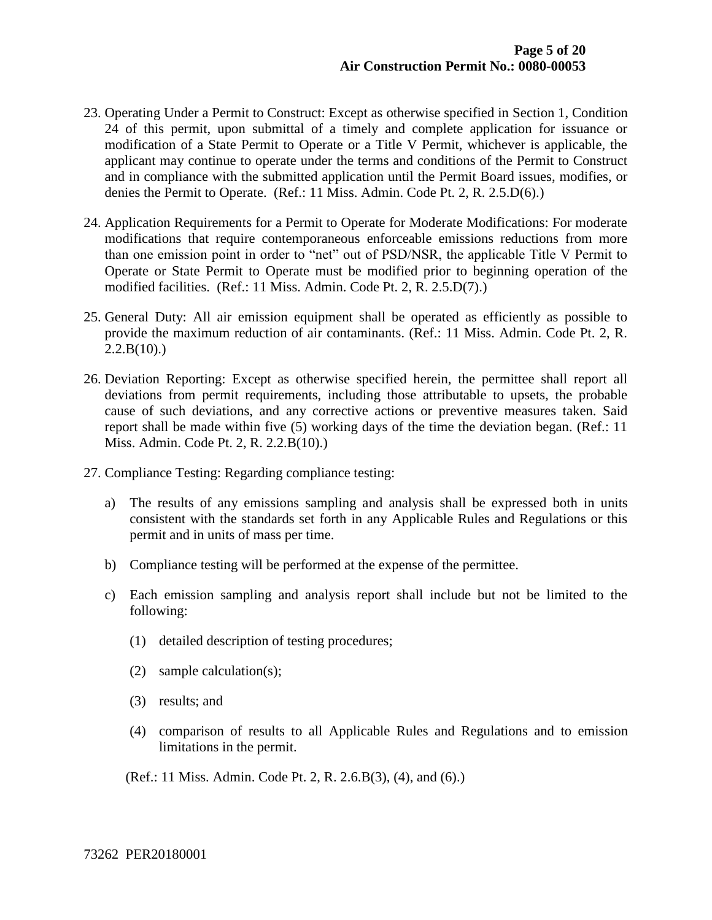23. Operating Under a Permit to Construct: Except as otherwise specified in Section 1, Condition 24 of this permit, upon submittal of a timely and complete application for issuance or modification of a State Permit to Operate or a Title V Permit, whichever is applicable, the applicant may continue to operate under the terms and conditions of the Permit to Construct and in compliance with the submitted application until the Permit Board issues, modifies, or denies the Permit to Operate. (Ref.: 11 Miss. Admin. Code Pt. 2, R. 2.5.D(6).)

24. Application Requirements for a Permit to Operate for Moderate Modifications: For moderate modifications that require contemporaneous enforceable emissions reductions from more than one emission point in order to "net" out of PSD/NSR, the applicable Title V Permit to Operate or State Permit to Operate must be modified prior to beginning operation of the modified facilities. (Ref.: 11 Miss. Admin. Code Pt. 2, R. 2.5.D(7).)

25. General Duty: All air emission equipment shall be operated as efficiently as possible to provide the maximum reduction of air contaminants. (Ref.: 11 Miss. Admin. Code Pt. 2, R. 2.2.B(10).)

26. Deviation Reporting: Except as otherwise specified herein, the permittee shall report all deviations from permit requirements, including those attributable to upsets, the probable cause of such deviations, and any corrective actions or preventive measures taken. Said report shall be made within five (5) working days of the time the deviation began. (Ref.: 11 Miss. Admin. Code Pt. 2, R. 2.2.B(10).)

27. Compliance Testing: Regarding compliance testing:

    a) The results of any emissions sampling and analysis shall be expressed both in units consistent with the standards set forth in any Applicable Rules and Regulations or this permit and in units of mass per time.

    b) Compliance testing will be performed at the expense of the permittee.

    c) Each emission sampling and analysis report shall include but not be limited to the following:

        (1) detailed description of testing procedures;

        (2) sample calculation(s);

        (3) results; and

        (4) comparison of results to all Applicable Rules and Regulations and to emission limitations in the permit.

    (Ref.: 11 Miss. Admin. Code Pt. 2, R. 2.6.B(3), (4), and (6).)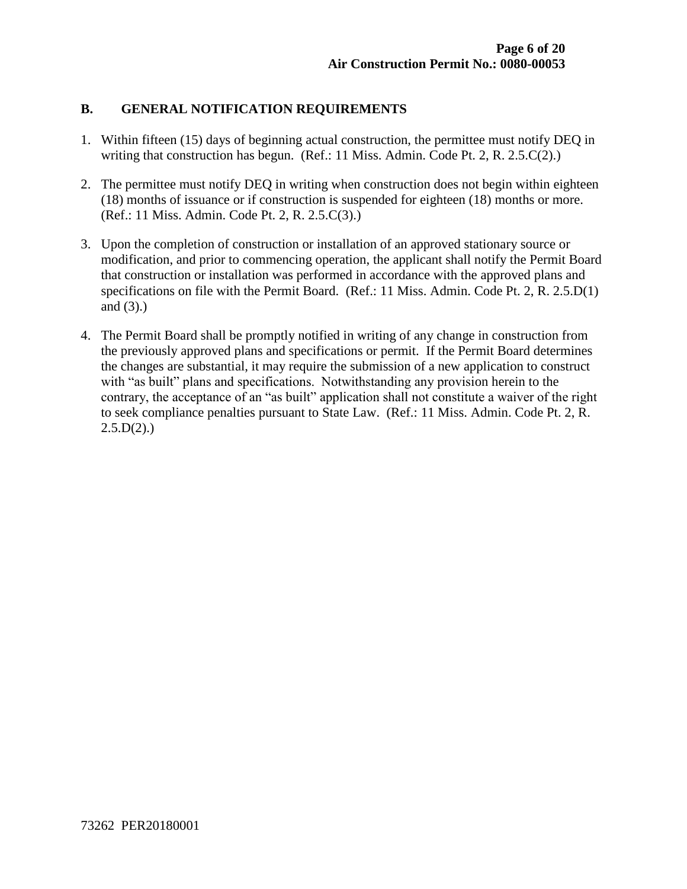## B. GENERAL NOTIFICATION REQUIREMENTS

1. Within fifteen (15) days of beginning actual construction, the permittee must notify DEQ in writing that construction has begun. (Ref.: 11 Miss. Admin. Code Pt. 2, R. 2.5.C(2).)

2. The permittee must notify DEQ in writing when construction does not begin within eighteen (18) months of issuance or if construction is suspended for eighteen (18) months or more. (Ref.: 11 Miss. Admin. Code Pt. 2, R. 2.5.C(3).)

3. Upon the completion of construction or installation of an approved stationary source or modification, and prior to commencing operation, the applicant shall notify the Permit Board that construction or installation was performed in accordance with the approved plans and specifications on file with the Permit Board. (Ref.: 11 Miss. Admin. Code Pt. 2, R. 2.5.D(1) and (3).)

4. The Permit Board shall be promptly notified in writing of any change in construction from the previously approved plans and specifications or permit. If the Permit Board determines the changes are substantial, it may require the submission of a new application to construct with "as built" plans and specifications. Notwithstanding any provision herein to the contrary, the acceptance of an "as built" application shall not constitute a waiver of the right to seek compliance penalties pursuant to State Law. (Ref.: 11 Miss. Admin. Code Pt. 2, R. 2.5.D(2).)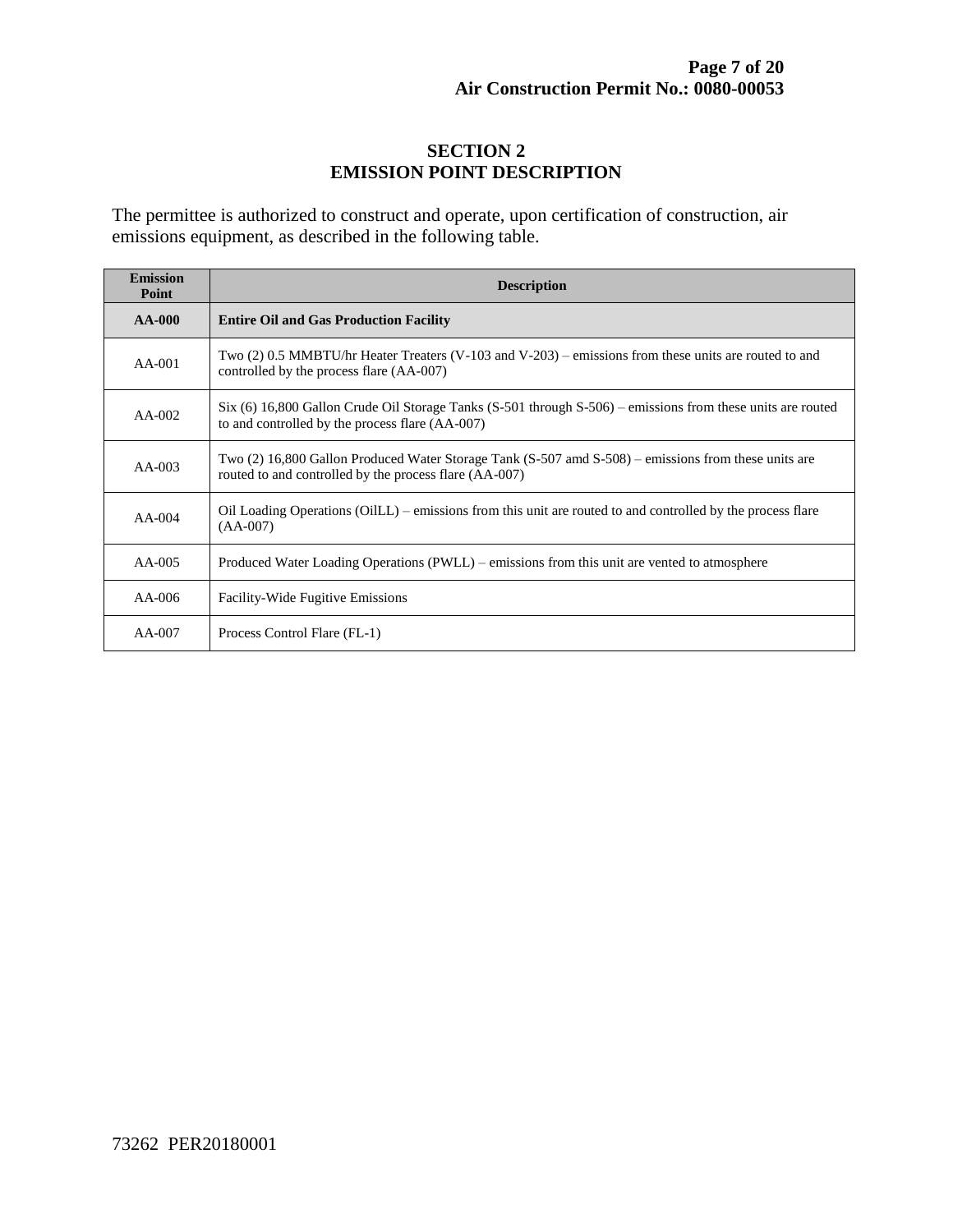## SECTION 2
## EMISSION POINT DESCRIPTION

The permittee is authorized to construct and operate, upon certification of construction, air emissions equipment, as described in the following table.

| Emission Point | Description |
|---|---|
| **AA-000** | **Entire Oil and Gas Production Facility** |
| AA-001 | Two (2) 0.5 MMBTU/hr Heater Treaters (V-103 and V-203) – emissions from these units are routed to and controlled by the process flare (AA-007) |
| AA-002 | Six (6) 16,800 Gallon Crude Oil Storage Tanks (S-501 through S-506) – emissions from these units are routed to and controlled by the process flare (AA-007) |
| AA-003 | Two (2) 16,800 Gallon Produced Water Storage Tank (S-507 amd S-508) – emissions from these units are routed to and controlled by the process flare (AA-007) |
| AA-004 | Oil Loading Operations (OilLL) – emissions from this unit are routed to and controlled by the process flare (AA-007) |
| AA-005 | Produced Water Loading Operations (PWLL) – emissions from this unit are vented to atmosphere |
| AA-006 | Facility-Wide Fugitive Emissions |
| AA-007 | Process Control Flare (FL-1) |

73262 PER20180001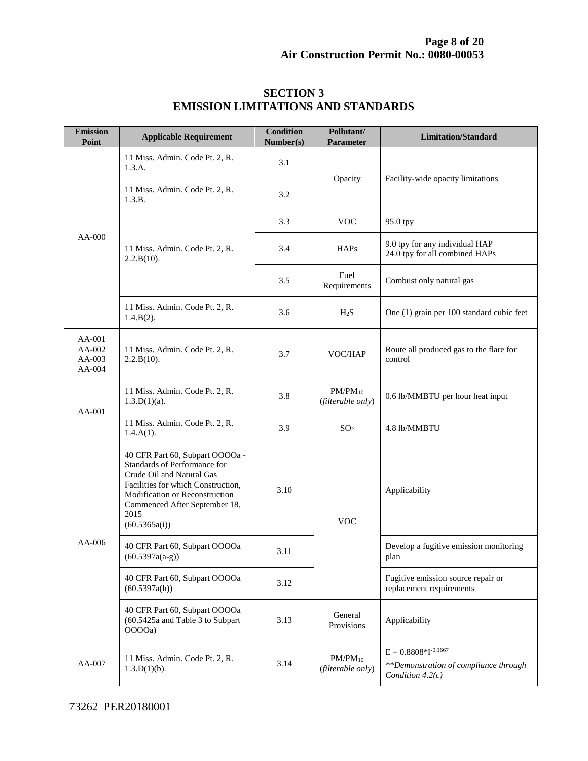## SECTION 3
## EMISSION LIMITATIONS AND STANDARDS

| Emission Point | Applicable Requirement | Condition Number(s) | Pollutant/ Parameter | Limitation/Standard |
|---|---|---|---|---|
| AA-000 | 11 Miss. Admin. Code Pt. 2, R. 1.3.A. | 3.1 | Opacity | Facility-wide opacity limitations |
| | 11 Miss. Admin. Code Pt. 2, R. 1.3.B. | 3.2 | | |
| | 11 Miss. Admin. Code Pt. 2, R. 2.2.B(10). | 3.3 | VOC | 95.0 tpy |
| | | 3.4 | HAPs | 9.0 tpy for any individual HAP<br>24.0 tpy for all combined HAPs |
| | | 3.5 | Fuel Requirements | Combust only natural gas |
| | 11 Miss. Admin. Code Pt. 2, R. 1.4.B(2). | 3.6 | $H_2S$ | One (1) grain per 100 standard cubic feet |
| AA-001<br>AA-002<br>AA-003<br>AA-004 | 11 Miss. Admin. Code Pt. 2, R. 2.2.B(10). | 3.7 | VOC/HAP | Route all produced gas to the flare for control |
| AA-001 | 11 Miss. Admin. Code Pt. 2, R. 1.3.D(1)(a). | 3.8 | PM/$PM_{10}$ (*filterable only*) | 0.6 lb/MMBTU per hour heat input |
| | 11 Miss. Admin. Code Pt. 2, R. 1.4.A(1). | 3.9 | $SO_2$ | 4.8 lb/MMBTU |
| AA-006 | 40 CFR Part 60, Subpart OOOOa - Standards of Performance for Crude Oil and Natural Gas Facilities for which Construction, Modification or Reconstruction Commenced After September 18, 2015 (60.5365a(i)) | 3.10 | VOC | Applicability |
| | 40 CFR Part 60, Subpart OOOOa (60.5397a(a-g)) | 3.11 | | Develop a fugitive emission monitoring plan |
| | 40 CFR Part 60, Subpart OOOOa (60.5397a(h)) | 3.12 | | Fugitive emission source repair or replacement requirements |
| | 40 CFR Part 60, Subpart OOOOa (60.5425a and Table 3 to Subpart OOOOa) | 3.13 | General Provisions | Applicability |
| AA-007 | 11 Miss. Admin. Code Pt. 2, R. 1.3.D(1)(b). | 3.14 | PM/$PM_{10}$ (*filterable only*) | $E = 0.8808*I^{-0.1667}$<br>*\*\*Demonstration of compliance through Condition 4.2(c)* |

73262 PER20180001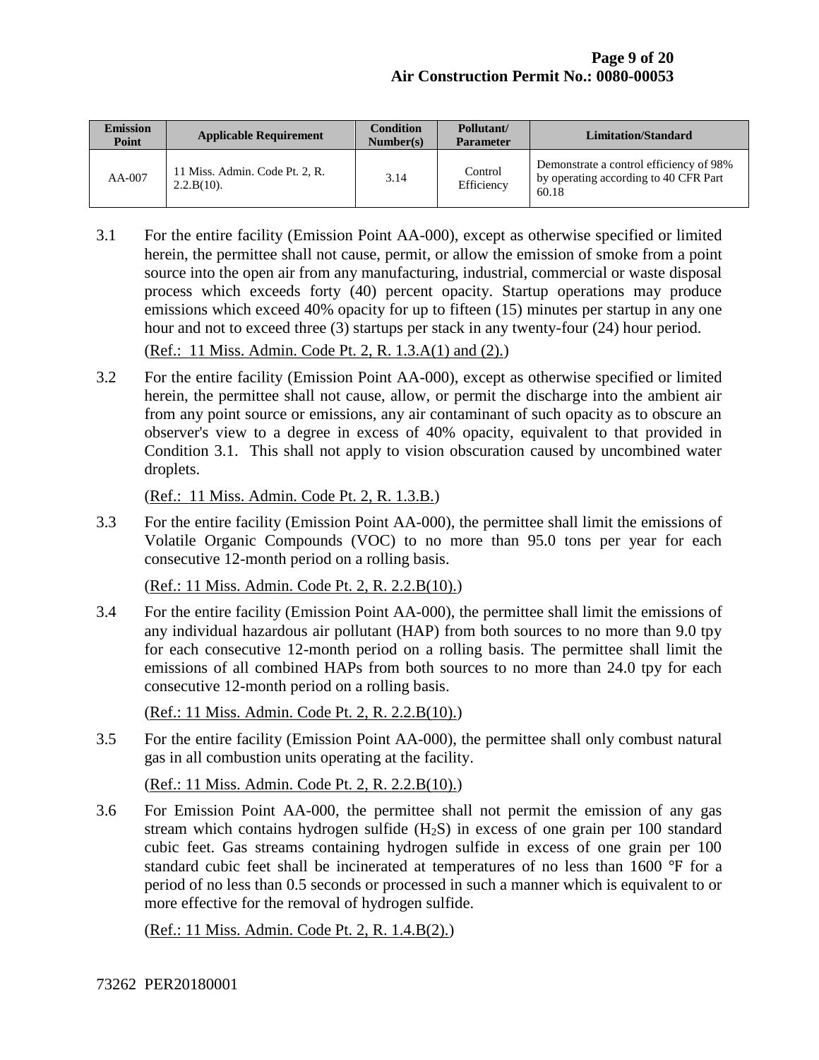| Emission Point | Applicable Requirement | Condition Number(s) | Pollutant/ Parameter | Limitation/Standard |
|---|---|---|---|---|
| AA-007 | 11 Miss. Admin. Code Pt. 2, R. 2.2.B(10). | 3.14 | Control Efficiency | Demonstrate a control efficiency of 98% by operating according to 40 CFR Part 60.18 |

3.1 For the entire facility (Emission Point AA-000), except as otherwise specified or limited herein, the permittee shall not cause, permit, or allow the emission of smoke from a point source into the open air from any manufacturing, industrial, commercial or waste disposal process which exceeds forty (40) percent opacity. Startup operations may produce emissions which exceed 40% opacity for up to fifteen (15) minutes per startup in any one hour and not to exceed three (3) startups per stack in any twenty-four (24) hour period.

(Ref.: 11 Miss. Admin. Code Pt. 2, R. 1.3.A(1) and (2).)

3.2 For the entire facility (Emission Point AA-000), except as otherwise specified or limited herein, the permittee shall not cause, allow, or permit the discharge into the ambient air from any point source or emissions, any air contaminant of such opacity as to obscure an observer's view to a degree in excess of 40% opacity, equivalent to that provided in Condition 3.1. This shall not apply to vision obscuration caused by uncombined water droplets.

(Ref.: 11 Miss. Admin. Code Pt. 2, R. 1.3.B.)

3.3 For the entire facility (Emission Point AA-000), the permittee shall limit the emissions of Volatile Organic Compounds (VOC) to no more than 95.0 tons per year for each consecutive 12-month period on a rolling basis.

(Ref.: 11 Miss. Admin. Code Pt. 2, R. 2.2.B(10).)

3.4 For the entire facility (Emission Point AA-000), the permittee shall limit the emissions of any individual hazardous air pollutant (HAP) from both sources to no more than 9.0 tpy for each consecutive 12-month period on a rolling basis. The permittee shall limit the emissions of all combined HAPs from both sources to no more than 24.0 tpy for each consecutive 12-month period on a rolling basis.

(Ref.: 11 Miss. Admin. Code Pt. 2, R. 2.2.B(10).)

3.5 For the entire facility (Emission Point AA-000), the permittee shall only combust natural gas in all combustion units operating at the facility.

(Ref.: 11 Miss. Admin. Code Pt. 2, R. 2.2.B(10).)

3.6 For Emission Point AA-000, the permittee shall not permit the emission of any gas stream which contains hydrogen sulfide ($H_2S$) in excess of one grain per 100 standard cubic feet. Gas streams containing hydrogen sulfide in excess of one grain per 100 standard cubic feet shall be incinerated at temperatures of no less than 1600 °F for a period of no less than 0.5 seconds or processed in such a manner which is equivalent to or more effective for the removal of hydrogen sulfide.

(Ref.: 11 Miss. Admin. Code Pt. 2, R. 1.4.B(2).)

73262 PER20180001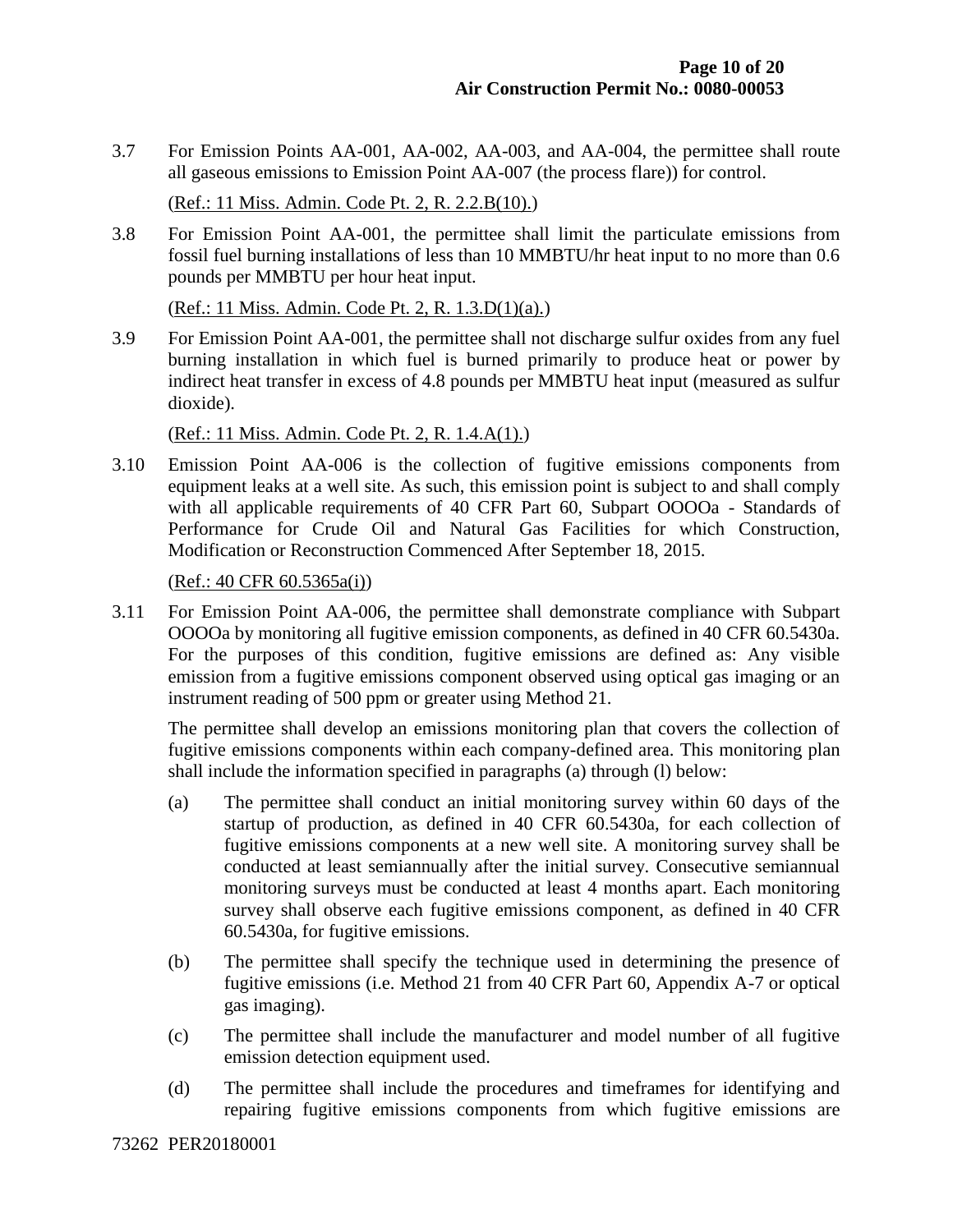3.7 For Emission Points AA-001, AA-002, AA-003, and AA-004, the permittee shall route all gaseous emissions to Emission Point AA-007 (the process flare)) for control.

(Ref.: 11 Miss. Admin. Code Pt. 2, R. 2.2.B(10).)

3.8 For Emission Point AA-001, the permittee shall limit the particulate emissions from fossil fuel burning installations of less than 10 MMBTU/hr heat input to no more than 0.6 pounds per MMBTU per hour heat input.

(Ref.: 11 Miss. Admin. Code Pt. 2, R. 1.3.D(1)(a).)

3.9 For Emission Point AA-001, the permittee shall not discharge sulfur oxides from any fuel burning installation in which fuel is burned primarily to produce heat or power by indirect heat transfer in excess of 4.8 pounds per MMBTU heat input (measured as sulfur dioxide).

(Ref.: 11 Miss. Admin. Code Pt. 2, R. 1.4.A(1).)

3.10 Emission Point AA-006 is the collection of fugitive emissions components from equipment leaks at a well site. As such, this emission point is subject to and shall comply with all applicable requirements of 40 CFR Part 60, Subpart OOOOa - Standards of Performance for Crude Oil and Natural Gas Facilities for which Construction, Modification or Reconstruction Commenced After September 18, 2015.

(Ref.: 40 CFR 60.5365a(i))

3.11 For Emission Point AA-006, the permittee shall demonstrate compliance with Subpart OOOOa by monitoring all fugitive emission components, as defined in 40 CFR 60.5430a. For the purposes of this condition, fugitive emissions are defined as: Any visible emission from a fugitive emissions component observed using optical gas imaging or an instrument reading of 500 ppm or greater using Method 21.

The permittee shall develop an emissions monitoring plan that covers the collection of fugitive emissions components within each company-defined area. This monitoring plan shall include the information specified in paragraphs (a) through (l) below:

(a) The permittee shall conduct an initial monitoring survey within 60 days of the startup of production, as defined in 40 CFR 60.5430a, for each collection of fugitive emissions components at a new well site. A monitoring survey shall be conducted at least semiannually after the initial survey. Consecutive semiannual monitoring surveys must be conducted at least 4 months apart. Each monitoring survey shall observe each fugitive emissions component, as defined in 40 CFR 60.5430a, for fugitive emissions.

(b) The permittee shall specify the technique used in determining the presence of fugitive emissions (i.e. Method 21 from 40 CFR Part 60, Appendix A-7 or optical gas imaging).

(c) The permittee shall include the manufacturer and model number of all fugitive emission detection equipment used.

(d) The permittee shall include the procedures and timeframes for identifying and repairing fugitive emissions components from which fugitive emissions are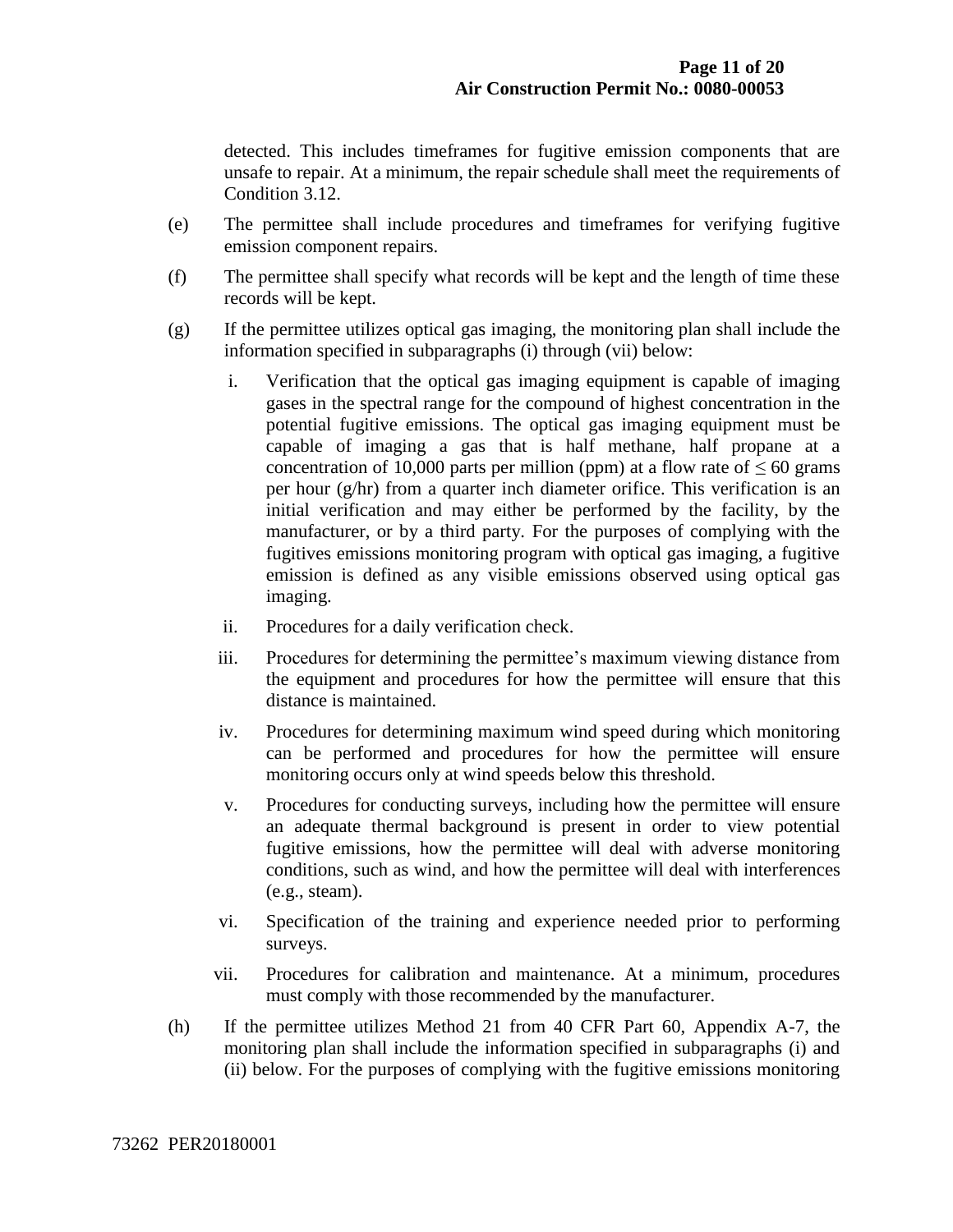detected. This includes timeframes for fugitive emission components that are unsafe to repair. At a minimum, the repair schedule shall meet the requirements of Condition 3.12.

(e) The permittee shall include procedures and timeframes for verifying fugitive emission component repairs.

(f) The permittee shall specify what records will be kept and the length of time these records will be kept.

(g) If the permittee utilizes optical gas imaging, the monitoring plan shall include the information specified in subparagraphs (i) through (vii) below:

i. Verification that the optical gas imaging equipment is capable of imaging gases in the spectral range for the compound of highest concentration in the potential fugitive emissions. The optical gas imaging equipment must be capable of imaging a gas that is half methane, half propane at a concentration of 10,000 parts per million (ppm) at a flow rate of $\leq$ 60 grams per hour (g/hr) from a quarter inch diameter orifice. This verification is an initial verification and may either be performed by the facility, by the manufacturer, or by a third party. For the purposes of complying with the fugitives emissions monitoring program with optical gas imaging, a fugitive emission is defined as any visible emissions observed using optical gas imaging.

ii. Procedures for a daily verification check.

iii. Procedures for determining the permittee's maximum viewing distance from the equipment and procedures for how the permittee will ensure that this distance is maintained.

iv. Procedures for determining maximum wind speed during which monitoring can be performed and procedures for how the permittee will ensure monitoring occurs only at wind speeds below this threshold.

v. Procedures for conducting surveys, including how the permittee will ensure an adequate thermal background is present in order to view potential fugitive emissions, how the permittee will deal with adverse monitoring conditions, such as wind, and how the permittee will deal with interferences (e.g., steam).

vi. Specification of the training and experience needed prior to performing surveys.

vii. Procedures for calibration and maintenance. At a minimum, procedures must comply with those recommended by the manufacturer.

(h) If the permittee utilizes Method 21 from 40 CFR Part 60, Appendix A-7, the monitoring plan shall include the information specified in subparagraphs (i) and (ii) below. For the purposes of complying with the fugitive emissions monitoring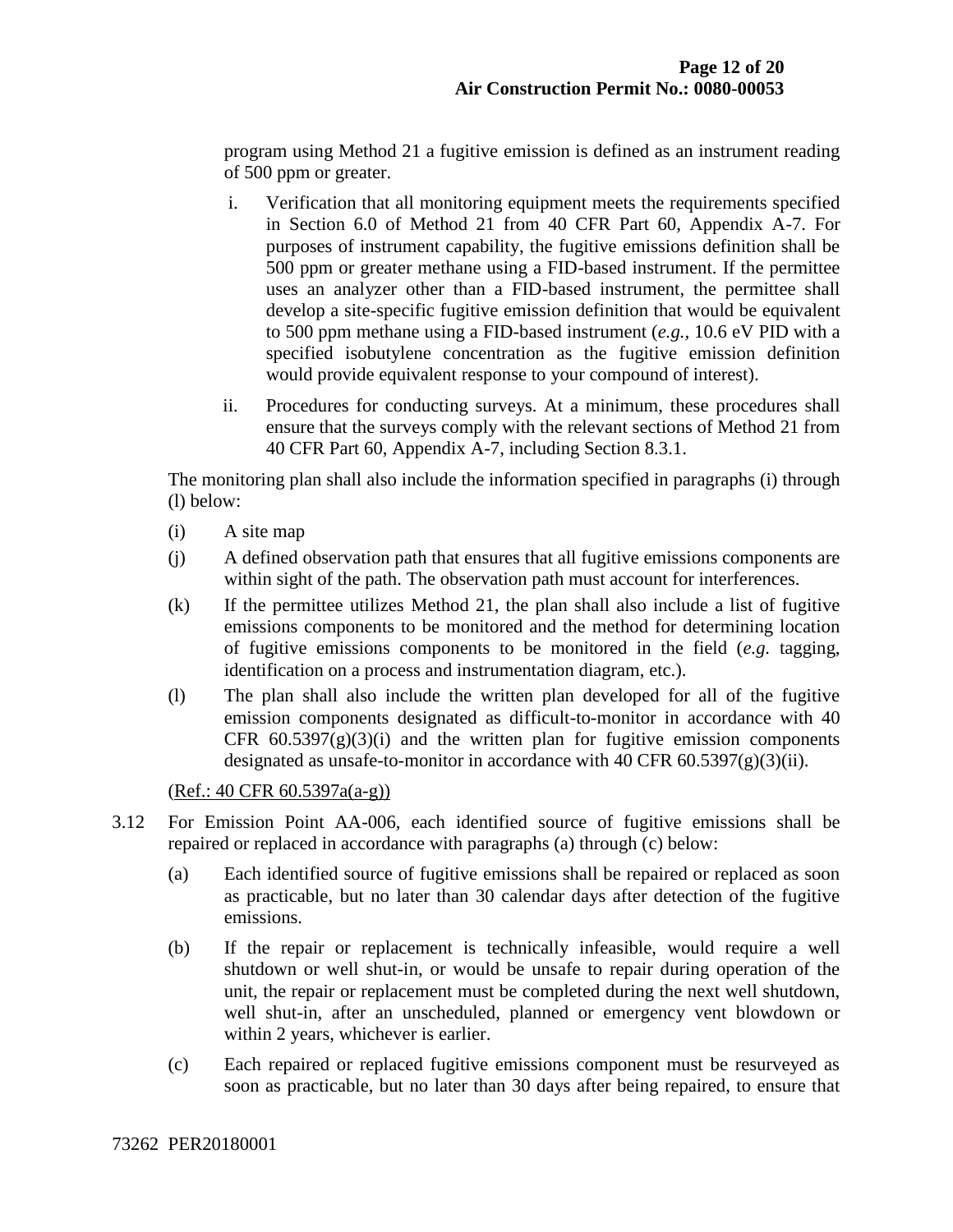program using Method 21 a fugitive emission is defined as an instrument reading of 500 ppm or greater.

i. Verification that all monitoring equipment meets the requirements specified in Section 6.0 of Method 21 from 40 CFR Part 60, Appendix A-7. For purposes of instrument capability, the fugitive emissions definition shall be 500 ppm or greater methane using a FID-based instrument. If the permittee uses an analyzer other than a FID-based instrument, the permittee shall develop a site-specific fugitive emission definition that would be equivalent to 500 ppm methane using a FID-based instrument (*e.g.,* 10.6 eV PID with a specified isobutylene concentration as the fugitive emission definition would provide equivalent response to your compound of interest).

ii. Procedures for conducting surveys. At a minimum, these procedures shall ensure that the surveys comply with the relevant sections of Method 21 from 40 CFR Part 60, Appendix A-7, including Section 8.3.1.

The monitoring plan shall also include the information specified in paragraphs (i) through (l) below:

(i) A site map

(j) A defined observation path that ensures that all fugitive emissions components are within sight of the path. The observation path must account for interferences.

(k) If the permittee utilizes Method 21, the plan shall also include a list of fugitive emissions components to be monitored and the method for determining location of fugitive emissions components to be monitored in the field (*e.g.* tagging, identification on a process and instrumentation diagram, etc.).

(l) The plan shall also include the written plan developed for all of the fugitive emission components designated as difficult-to-monitor in accordance with 40 CFR 60.5397(g)(3)(i) and the written plan for fugitive emission components designated as unsafe-to-monitor in accordance with 40 CFR 60.5397(g)(3)(ii).

<u>(Ref.: 40 CFR 60.5397a(a-g))</u>

3.12 For Emission Point AA-006, each identified source of fugitive emissions shall be repaired or replaced in accordance with paragraphs (a) through (c) below:

(a) Each identified source of fugitive emissions shall be repaired or replaced as soon as practicable, but no later than 30 calendar days after detection of the fugitive emissions.

(b) If the repair or replacement is technically infeasible, would require a well shutdown or well shut-in, or would be unsafe to repair during operation of the unit, the repair or replacement must be completed during the next well shutdown, well shut-in, after an unscheduled, planned or emergency vent blowdown or within 2 years, whichever is earlier.

(c) Each repaired or replaced fugitive emissions component must be resurveyed as soon as practicable, but no later than 30 days after being repaired, to ensure that

73262 PER20180001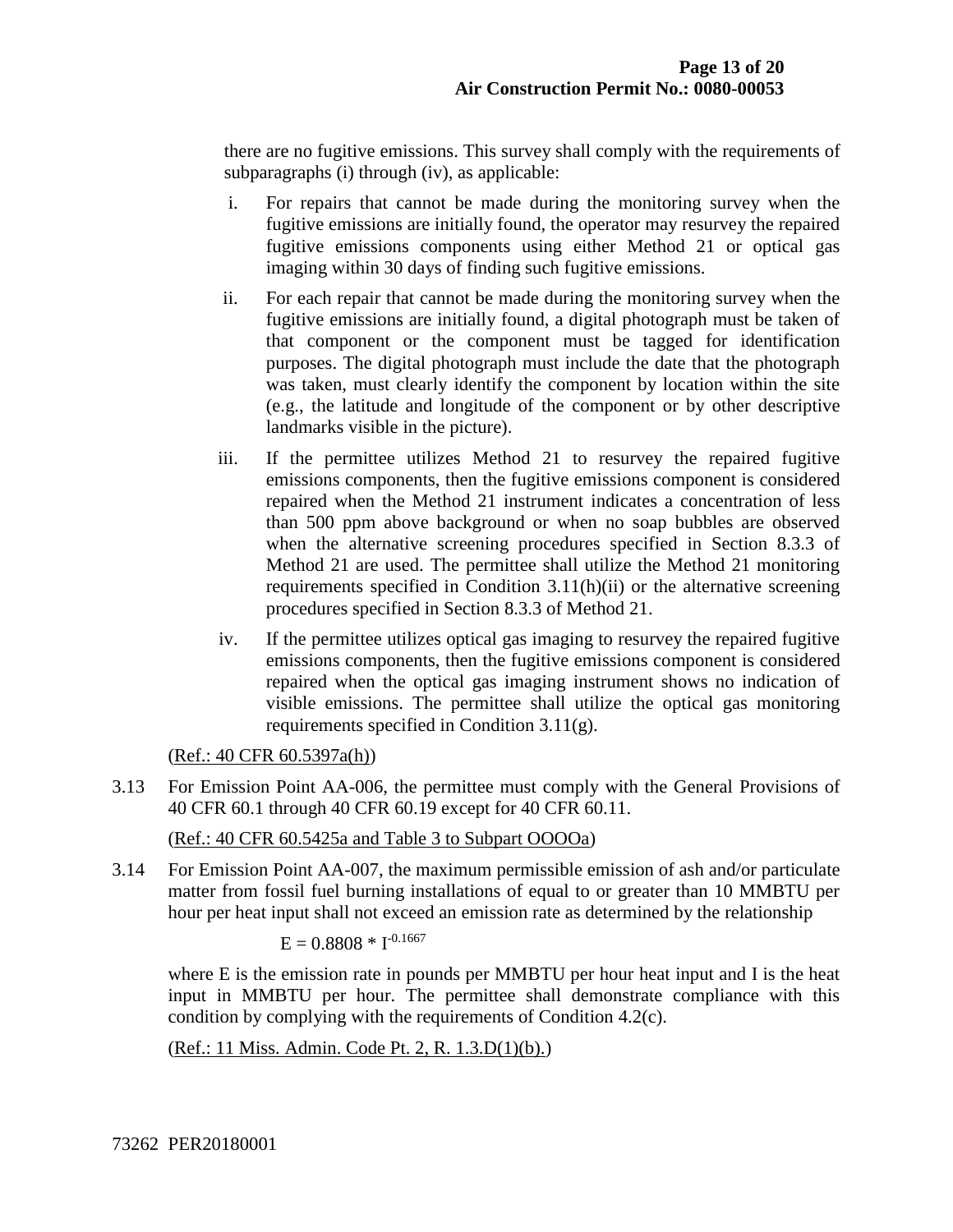there are no fugitive emissions. This survey shall comply with the requirements of subparagraphs (i) through (iv), as applicable:

i. For repairs that cannot be made during the monitoring survey when the fugitive emissions are initially found, the operator may resurvey the repaired fugitive emissions components using either Method 21 or optical gas imaging within 30 days of finding such fugitive emissions.

ii. For each repair that cannot be made during the monitoring survey when the fugitive emissions are initially found, a digital photograph must be taken of that component or the component must be tagged for identification purposes. The digital photograph must include the date that the photograph was taken, must clearly identify the component by location within the site (e.g., the latitude and longitude of the component or by other descriptive landmarks visible in the picture).

iii. If the permittee utilizes Method 21 to resurvey the repaired fugitive emissions components, then the fugitive emissions component is considered repaired when the Method 21 instrument indicates a concentration of less than 500 ppm above background or when no soap bubbles are observed when the alternative screening procedures specified in Section 8.3.3 of Method 21 are used. The permittee shall utilize the Method 21 monitoring requirements specified in Condition 3.11(h)(ii) or the alternative screening procedures specified in Section 8.3.3 of Method 21.

iv. If the permittee utilizes optical gas imaging to resurvey the repaired fugitive emissions components, then the fugitive emissions component is considered repaired when the optical gas imaging instrument shows no indication of visible emissions. The permittee shall utilize the optical gas monitoring requirements specified in Condition 3.11(g).

(Ref.: 40 CFR 60.5397a(h))

3.13 For Emission Point AA-006, the permittee must comply with the General Provisions of 40 CFR 60.1 through 40 CFR 60.19 except for 40 CFR 60.11.

(Ref.: 40 CFR 60.5425a and Table 3 to Subpart OOOOa)

3.14 For Emission Point AA-007, the maximum permissible emission of ash and/or particulate matter from fossil fuel burning installations of equal to or greater than 10 MMBTU per hour per heat input shall not exceed an emission rate as determined by the relationship

$$E = 0.8808 * I^{-0.1667}$$

where E is the emission rate in pounds per MMBTU per hour heat input and I is the heat input in MMBTU per hour. The permittee shall demonstrate compliance with this condition by complying with the requirements of Condition 4.2(c).

(Ref.: 11 Miss. Admin. Code Pt. 2, R. 1.3.D(1)(b).)

73262 PER20180001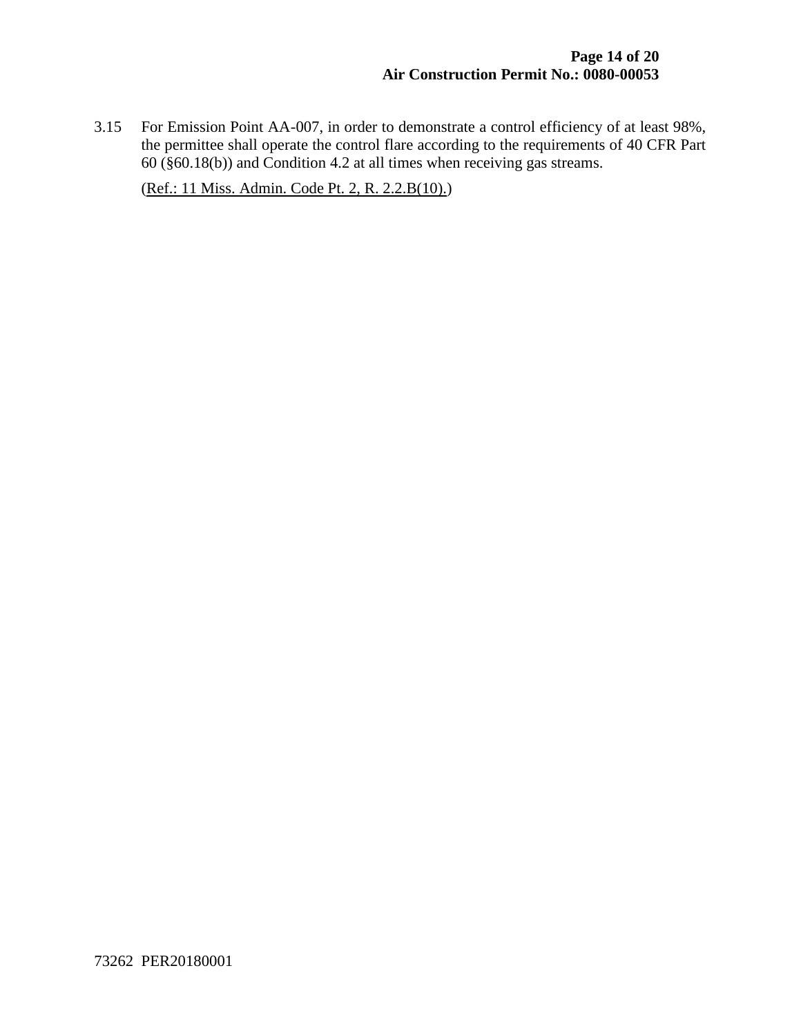3.15 For Emission Point AA-007, in order to demonstrate a control efficiency of at least 98%, the permittee shall operate the control flare according to the requirements of 40 CFR Part 60 (§60.18(b)) and Condition 4.2 at all times when receiving gas streams.

(Ref.: 11 Miss. Admin. Code Pt. 2, R. 2.2.B(10).)

73262 PER20180001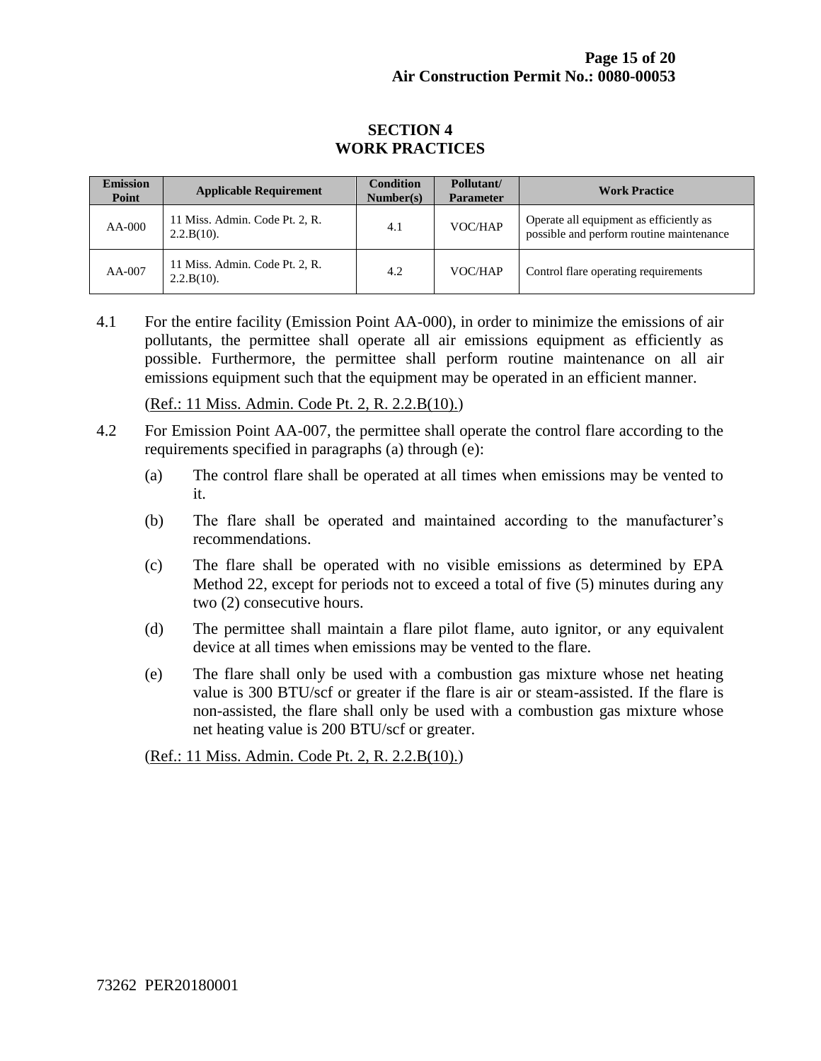# SECTION 4
# WORK PRACTICES

| Emission Point | Applicable Requirement | Condition Number(s) | Pollutant/ Parameter | Work Practice |
|---|---|---|---|---|
| AA-000 | 11 Miss. Admin. Code Pt. 2, R. 2.2.B(10). | 4.1 | VOC/HAP | Operate all equipment as efficiently as possible and perform routine maintenance |
| AA-007 | 11 Miss. Admin. Code Pt. 2, R. 2.2.B(10). | 4.2 | VOC/HAP | Control flare operating requirements |

4.1 For the entire facility (Emission Point AA-000), in order to minimize the emissions of air pollutants, the permittee shall operate all air emissions equipment as efficiently as possible. Furthermore, the permittee shall perform routine maintenance on all air emissions equipment such that the equipment may be operated in an efficient manner.

(Ref.: 11 Miss. Admin. Code Pt. 2, R. 2.2.B(10).)

4.2 For Emission Point AA-007, the permittee shall operate the control flare according to the requirements specified in paragraphs (a) through (e):

(a) The control flare shall be operated at all times when emissions may be vented to it.

(b) The flare shall be operated and maintained according to the manufacturer's recommendations.

(c) The flare shall be operated with no visible emissions as determined by EPA Method 22, except for periods not to exceed a total of five (5) minutes during any two (2) consecutive hours.

(d) The permittee shall maintain a flare pilot flame, auto ignitor, or any equivalent device at all times when emissions may be vented to the flare.

(e) The flare shall only be used with a combustion gas mixture whose net heating value is 300 BTU/scf or greater if the flare is air or steam-assisted. If the flare is non-assisted, the flare shall only be used with a combustion gas mixture whose net heating value is 200 BTU/scf or greater.

(Ref.: 11 Miss. Admin. Code Pt. 2, R. 2.2.B(10).)

73262 PER20180001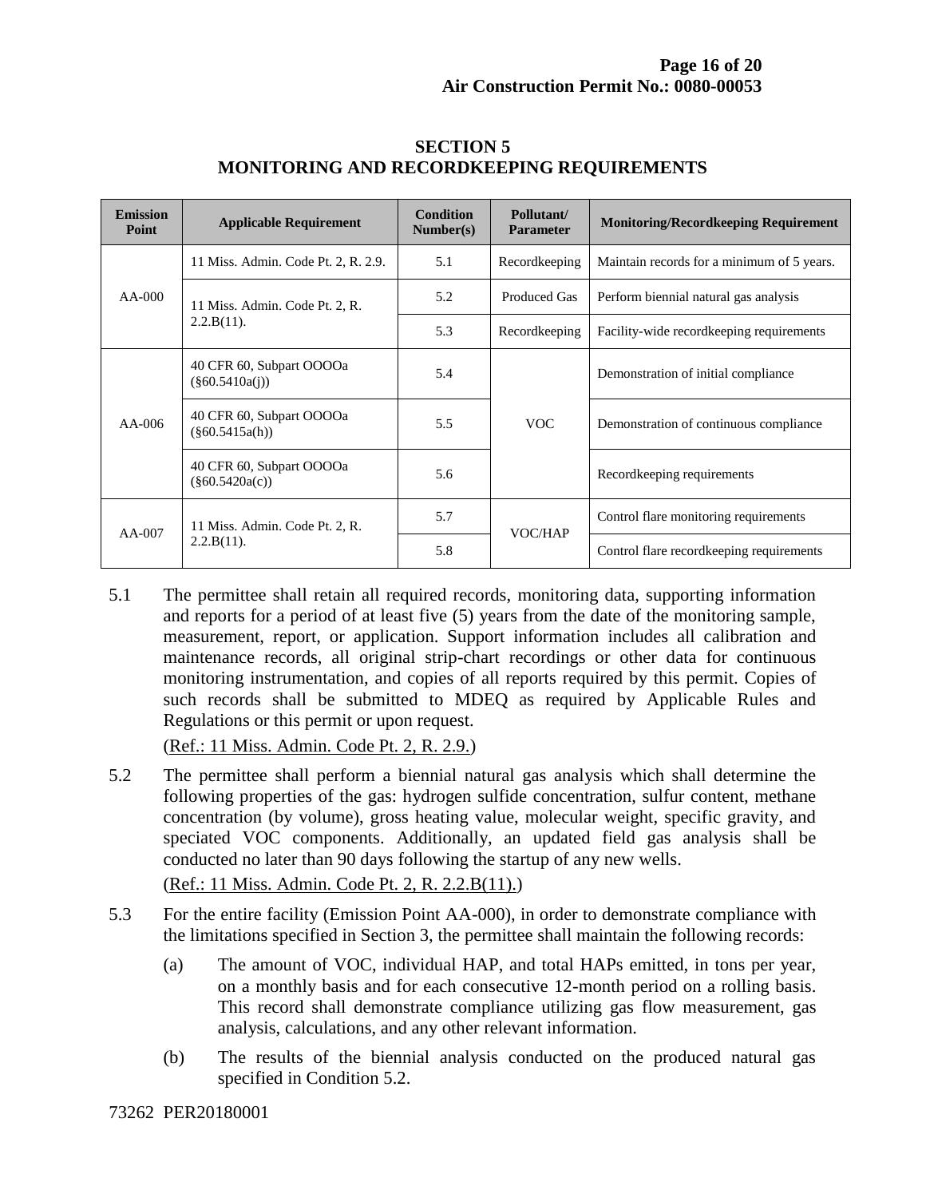## SECTION 5
## MONITORING AND RECORDKEEPING REQUIREMENTS

| Emission Point | Applicable Requirement | Condition Number(s) | Pollutant/ Parameter | Monitoring/Recordkeeping Requirement |
|---|---|---|---|---|
| AA-000 | 11 Miss. Admin. Code Pt. 2, R. 2.9. | 5.1 | Recordkeeping | Maintain records for a minimum of 5 years. |
| | 11 Miss. Admin. Code Pt. 2, R. 2.2.B(11). | 5.2 | Produced Gas | Perform biennial natural gas analysis |
| | | 5.3 | Recordkeeping | Facility-wide recordkeeping requirements |
| AA-006 | 40 CFR 60, Subpart OOOOa (§60.5410a(j)) | 5.4 | VOC | Demonstration of initial compliance |
| | 40 CFR 60, Subpart OOOOa (§60.5415a(h)) | 5.5 | | Demonstration of continuous compliance |
| | 40 CFR 60, Subpart OOOOa (§60.5420a(c)) | 5.6 | | Recordkeeping requirements |
| AA-007 | 11 Miss. Admin. Code Pt. 2, R. 2.2.B(11). | 5.7 | VOC/HAP | Control flare monitoring requirements |
| | | 5.8 | | Control flare recordkeeping requirements |

5.1 The permittee shall retain all required records, monitoring data, supporting information and reports for a period of at least five (5) years from the date of the monitoring sample, measurement, report, or application. Support information includes all calibration and maintenance records, all original strip-chart recordings or other data for continuous monitoring instrumentation, and copies of all reports required by this permit. Copies of such records shall be submitted to MDEQ as required by Applicable Rules and Regulations or this permit or upon request.

(Ref.: 11 Miss. Admin. Code Pt. 2, R. 2.9.)

5.2 The permittee shall perform a biennial natural gas analysis which shall determine the following properties of the gas: hydrogen sulfide concentration, sulfur content, methane concentration (by volume), gross heating value, molecular weight, specific gravity, and speciated VOC components. Additionally, an updated field gas analysis shall be conducted no later than 90 days following the startup of any new wells.

(Ref.: 11 Miss. Admin. Code Pt. 2, R. 2.2.B(11).)

5.3 For the entire facility (Emission Point AA-000), in order to demonstrate compliance with the limitations specified in Section 3, the permittee shall maintain the following records:

(a) The amount of VOC, individual HAP, and total HAPs emitted, in tons per year, on a monthly basis and for each consecutive 12-month period on a rolling basis. This record shall demonstrate compliance utilizing gas flow measurement, gas analysis, calculations, and any other relevant information.

(b) The results of the biennial analysis conducted on the produced natural gas specified in Condition 5.2.

73262 PER20180001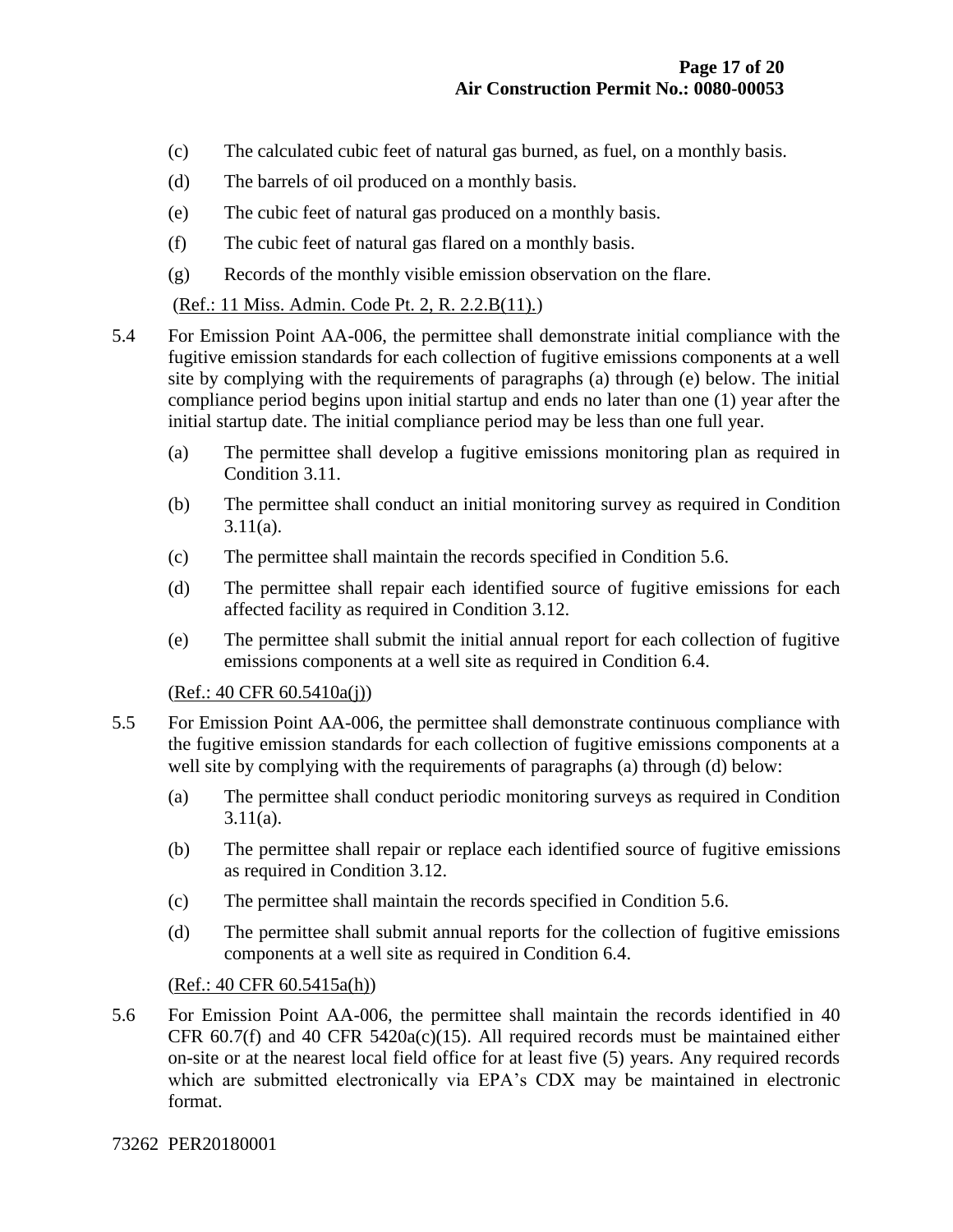(c) The calculated cubic feet of natural gas burned, as fuel, on a monthly basis.

(d) The barrels of oil produced on a monthly basis.

(e) The cubic feet of natural gas produced on a monthly basis.

(f) The cubic feet of natural gas flared on a monthly basis.

(g) Records of the monthly visible emission observation on the flare.

(Ref.: 11 Miss. Admin. Code Pt. 2, R. 2.2.B(11).)

5.4 For Emission Point AA-006, the permittee shall demonstrate initial compliance with the fugitive emission standards for each collection of fugitive emissions components at a well site by complying with the requirements of paragraphs (a) through (e) below. The initial compliance period begins upon initial startup and ends no later than one (1) year after the initial startup date. The initial compliance period may be less than one full year.

(a) The permittee shall develop a fugitive emissions monitoring plan as required in Condition 3.11.

(b) The permittee shall conduct an initial monitoring survey as required in Condition 3.11(a).

(c) The permittee shall maintain the records specified in Condition 5.6.

(d) The permittee shall repair each identified source of fugitive emissions for each affected facility as required in Condition 3.12.

(e) The permittee shall submit the initial annual report for each collection of fugitive emissions components at a well site as required in Condition 6.4.

(Ref.: 40 CFR 60.5410a(j))

5.5 For Emission Point AA-006, the permittee shall demonstrate continuous compliance with the fugitive emission standards for each collection of fugitive emissions components at a well site by complying with the requirements of paragraphs (a) through (d) below:

(a) The permittee shall conduct periodic monitoring surveys as required in Condition 3.11(a).

(b) The permittee shall repair or replace each identified source of fugitive emissions as required in Condition 3.12.

(c) The permittee shall maintain the records specified in Condition 5.6.

(d) The permittee shall submit annual reports for the collection of fugitive emissions components at a well site as required in Condition 6.4.

(Ref.: 40 CFR 60.5415a(h))

5.6 For Emission Point AA-006, the permittee shall maintain the records identified in 40 CFR 60.7(f) and 40 CFR 5420a(c)(15). All required records must be maintained either on-site or at the nearest local field office for at least five (5) years. Any required records which are submitted electronically via EPA's CDX may be maintained in electronic format.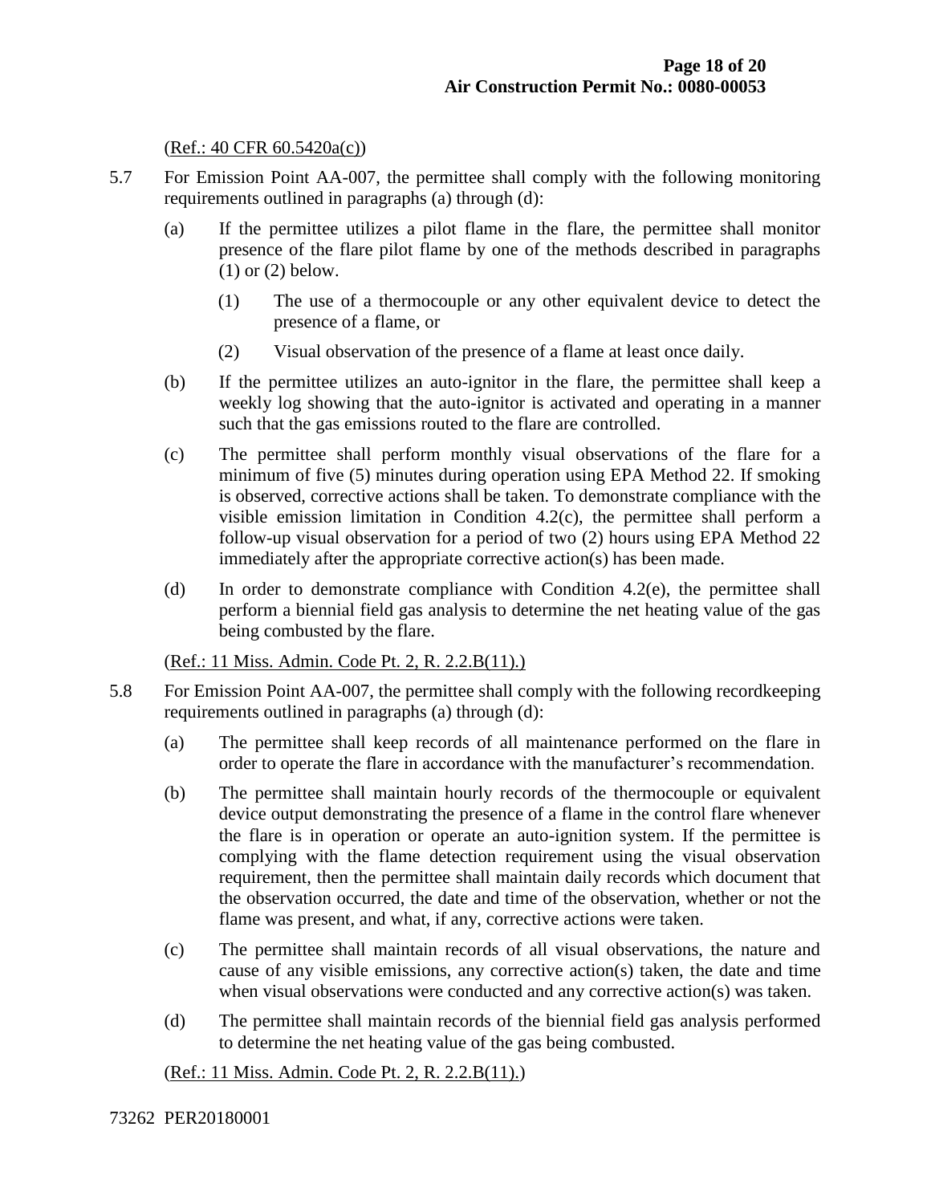(Ref.: 40 CFR 60.5420a(c))

5.7 For Emission Point AA-007, the permittee shall comply with the following monitoring requirements outlined in paragraphs (a) through (d):

(a) If the permittee utilizes a pilot flame in the flare, the permittee shall monitor presence of the flare pilot flame by one of the methods described in paragraphs (1) or (2) below.

(1) The use of a thermocouple or any other equivalent device to detect the presence of a flame, or

(2) Visual observation of the presence of a flame at least once daily.

(b) If the permittee utilizes an auto-ignitor in the flare, the permittee shall keep a weekly log showing that the auto-ignitor is activated and operating in a manner such that the gas emissions routed to the flare are controlled.

(c) The permittee shall perform monthly visual observations of the flare for a minimum of five (5) minutes during operation using EPA Method 22. If smoking is observed, corrective actions shall be taken. To demonstrate compliance with the visible emission limitation in Condition 4.2(c), the permittee shall perform a follow-up visual observation for a period of two (2) hours using EPA Method 22 immediately after the appropriate corrective action(s) has been made.

(d) In order to demonstrate compliance with Condition 4.2(e), the permittee shall perform a biennial field gas analysis to determine the net heating value of the gas being combusted by the flare.

(Ref.: 11 Miss. Admin. Code Pt. 2, R. 2.2.B(11).)

5.8 For Emission Point AA-007, the permittee shall comply with the following recordkeeping requirements outlined in paragraphs (a) through (d):

(a) The permittee shall keep records of all maintenance performed on the flare in order to operate the flare in accordance with the manufacturer's recommendation.

(b) The permittee shall maintain hourly records of the thermocouple or equivalent device output demonstrating the presence of a flame in the control flare whenever the flare is in operation or operate an auto-ignition system. If the permittee is complying with the flame detection requirement using the visual observation requirement, then the permittee shall maintain daily records which document that the observation occurred, the date and time of the observation, whether or not the flame was present, and what, if any, corrective actions were taken.

(c) The permittee shall maintain records of all visual observations, the nature and cause of any visible emissions, any corrective action(s) taken, the date and time when visual observations were conducted and any corrective action(s) was taken.

(d) The permittee shall maintain records of the biennial field gas analysis performed to determine the net heating value of the gas being combusted.

(Ref.: 11 Miss. Admin. Code Pt. 2, R. 2.2.B(11).)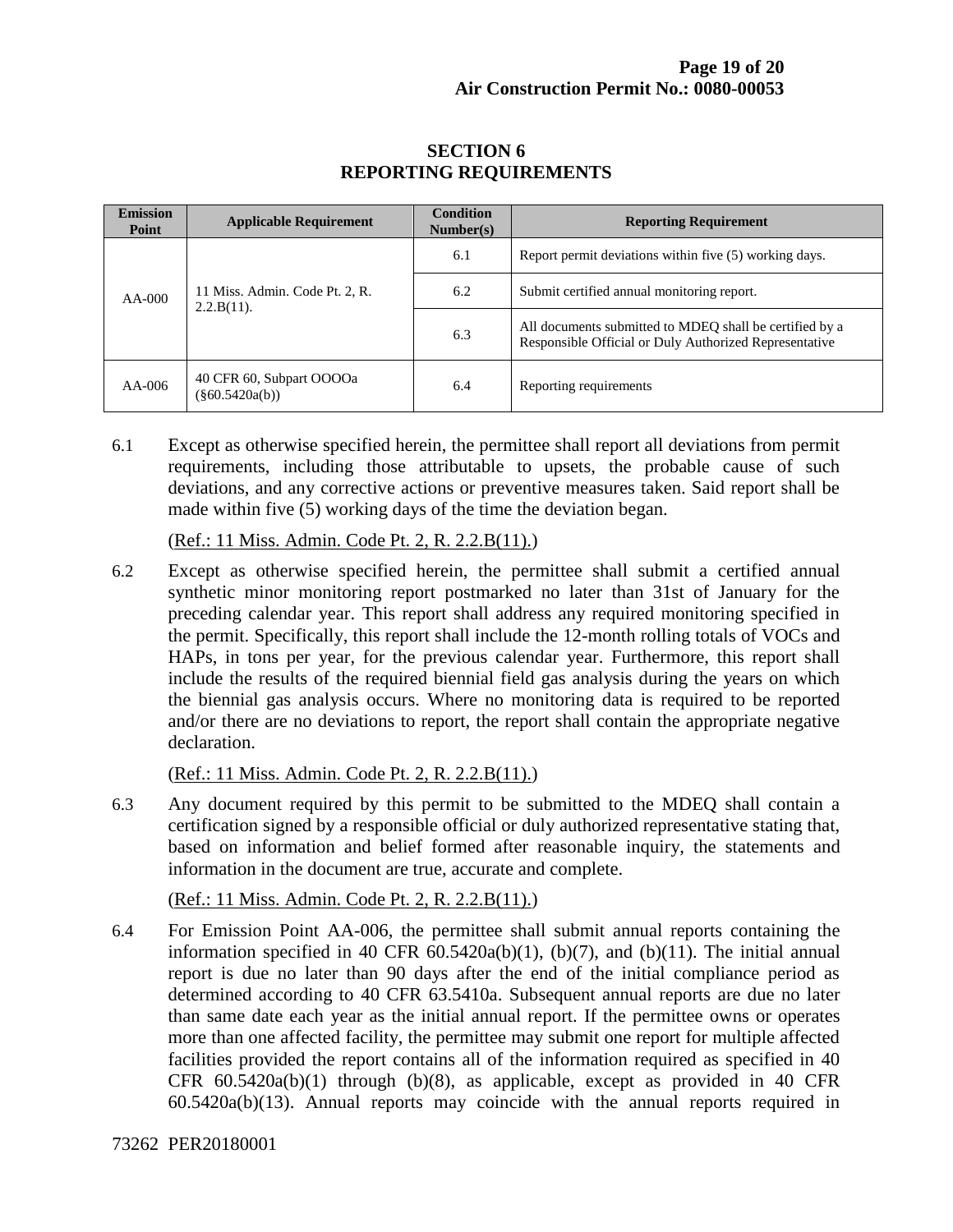## SECTION 6
## REPORTING REQUIREMENTS

| Emission Point | Applicable Requirement | Condition Number(s) | Reporting Requirement |
|---|---|---|---|
| AA-000 | 11 Miss. Admin. Code Pt. 2, R. 2.2.B(11). | 6.1 | Report permit deviations within five (5) working days. |
| | | 6.2 | Submit certified annual monitoring report. |
| | | 6.3 | All documents submitted to MDEQ shall be certified by a Responsible Official or Duly Authorized Representative |
| AA-006 | 40 CFR 60, Subpart OOOOa (§60.5420a(b)) | 6.4 | Reporting requirements |

6.1 Except as otherwise specified herein, the permittee shall report all deviations from permit requirements, including those attributable to upsets, the probable cause of such deviations, and any corrective actions or preventive measures taken. Said report shall be made within five (5) working days of the time the deviation began.

(Ref.: 11 Miss. Admin. Code Pt. 2, R. 2.2.B(11).)

6.2 Except as otherwise specified herein, the permittee shall submit a certified annual synthetic minor monitoring report postmarked no later than 31st of January for the preceding calendar year. This report shall address any required monitoring specified in the permit. Specifically, this report shall include the 12-month rolling totals of VOCs and HAPs, in tons per year, for the previous calendar year. Furthermore, this report shall include the results of the required biennial field gas analysis during the years on which the biennial gas analysis occurs. Where no monitoring data is required to be reported and/or there are no deviations to report, the report shall contain the appropriate negative declaration.

(Ref.: 11 Miss. Admin. Code Pt. 2, R. 2.2.B(11).)

6.3 Any document required by this permit to be submitted to the MDEQ shall contain a certification signed by a responsible official or duly authorized representative stating that, based on information and belief formed after reasonable inquiry, the statements and information in the document are true, accurate and complete.

(Ref.: 11 Miss. Admin. Code Pt. 2, R. 2.2.B(11).)

6.4 For Emission Point AA-006, the permittee shall submit annual reports containing the information specified in 40 CFR 60.5420a(b)(1), (b)(7), and (b)(11). The initial annual report is due no later than 90 days after the end of the initial compliance period as determined according to 40 CFR 63.5410a. Subsequent annual reports are due no later than same date each year as the initial annual report. If the permittee owns or operates more than one affected facility, the permittee may submit one report for multiple affected facilities provided the report contains all of the information required as specified in 40 CFR 60.5420a(b)(1) through (b)(8), as applicable, except as provided in 40 CFR 60.5420a(b)(13). Annual reports may coincide with the annual reports required in

73262 PER20180001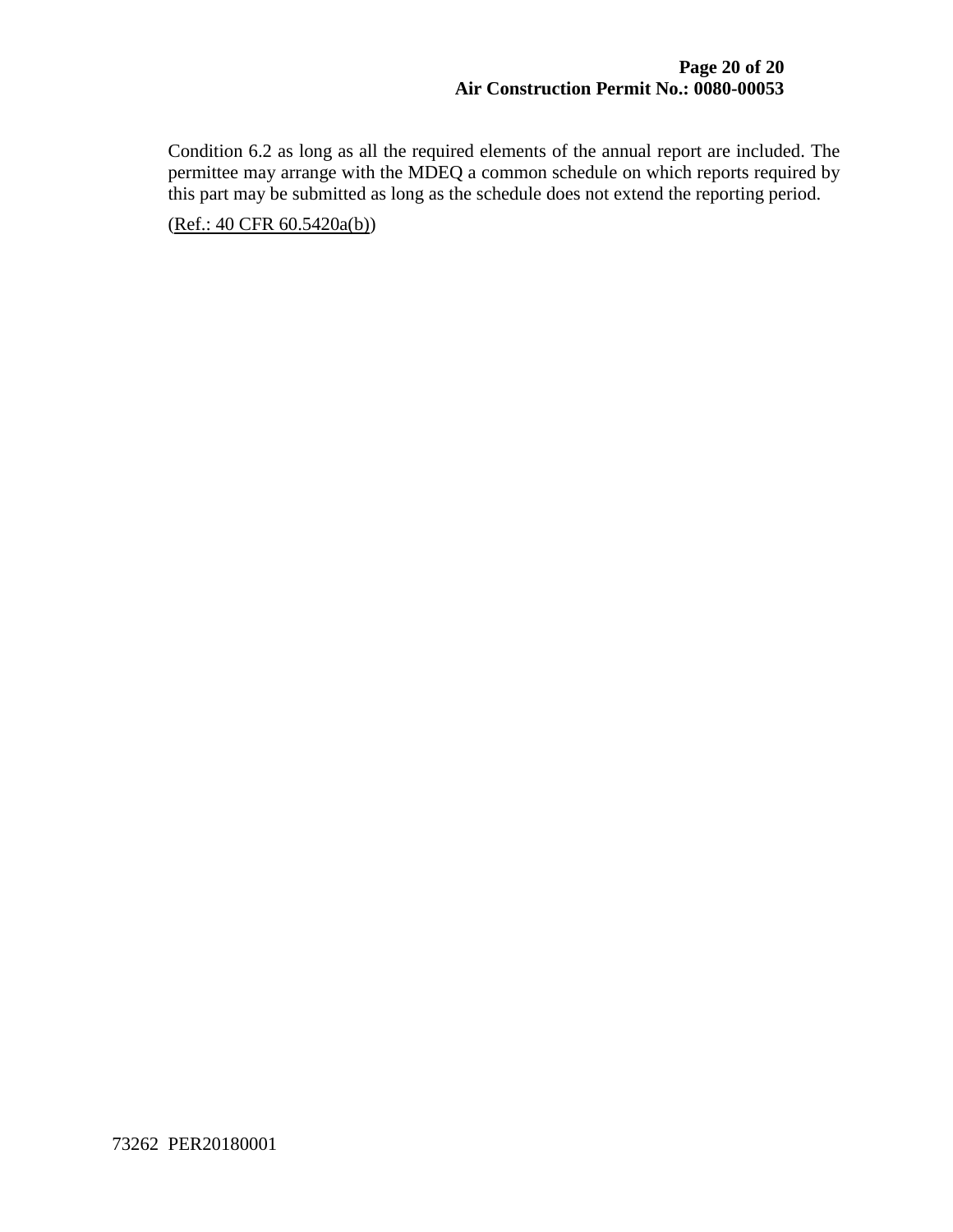Condition 6.2 as long as all the required elements of the annual report are included. The permittee may arrange with the MDEQ a common schedule on which reports required by this part may be submitted as long as the schedule does not extend the reporting period.

(Ref.: 40 CFR 60.5420a(b))